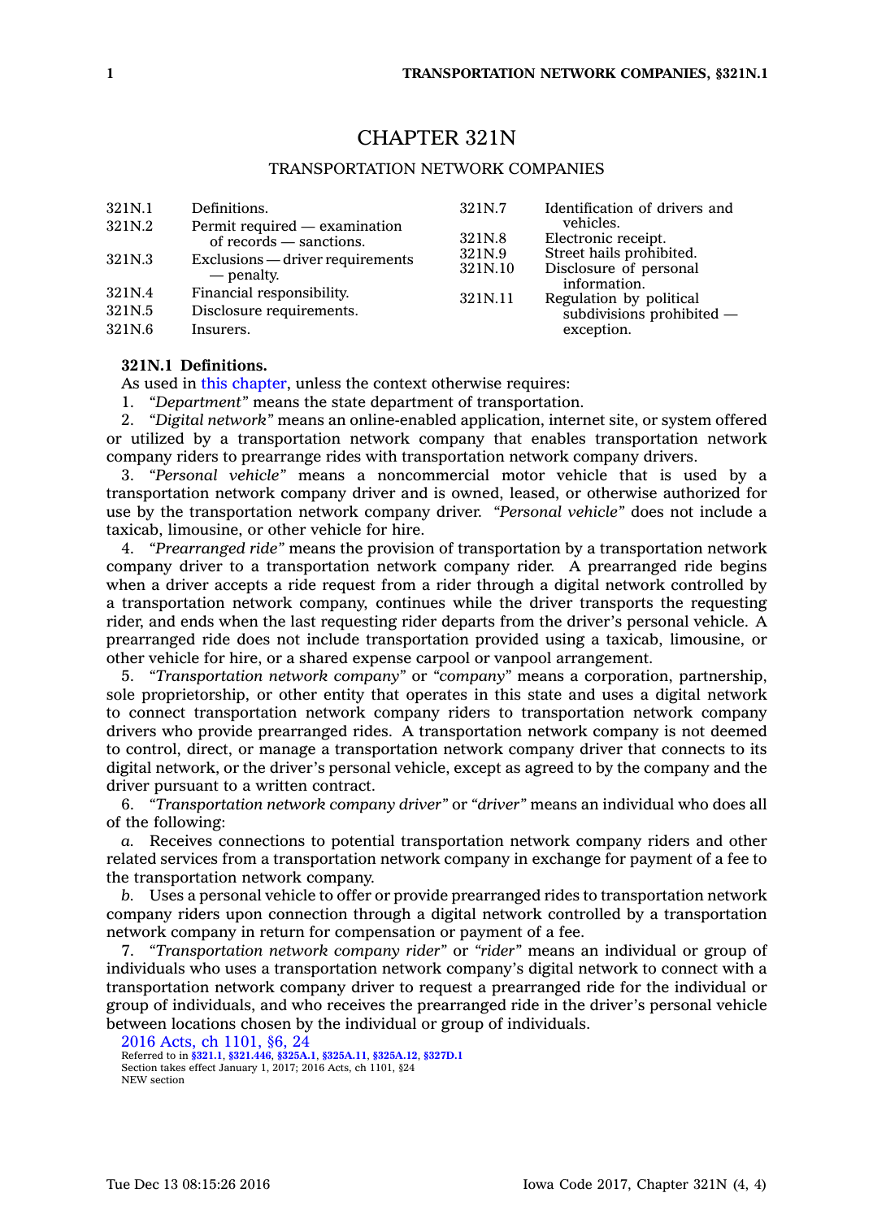# CHAPTER 321N

## TRANSPORTATION NETWORK COMPANIES

| | | | |
|---|---|---|---|
| 321N.1 | Definitions. | 321N.7 | Identification of drivers and vehicles. |
| 321N.2 | Permit required — examination of records — sanctions. | 321N.8 | Electronic receipt. |
| 321N.3 | Exclusions — driver requirements — penalty. | 321N.9 | Street hails prohibited. |
| 321N.4 | Financial responsibility. | 321N.10 | Disclosure of personal information. |
| 321N.5 | Disclosure requirements. | 321N.11 | Regulation by political subdivisions prohibited — exception. |
| 321N.6 | Insurers. | | |

**321N.1 Definitions.**

As used in this chapter, unless the context otherwise requires:

1. *"Department"* means the state department of transportation.

2. *"Digital network"* means an online-enabled application, internet site, or system offered or utilized by a transportation network company that enables transportation network company riders to prearrange rides with transportation network company drivers.

3. *"Personal vehicle"* means a noncommercial motor vehicle that is used by a transportation network company driver and is owned, leased, or otherwise authorized for use by the transportation network company driver. *"Personal vehicle"* does not include a taxicab, limousine, or other vehicle for hire.

4. *"Prearranged ride"* means the provision of transportation by a transportation network company driver to a transportation network company rider. A prearranged ride begins when a driver accepts a ride request from a rider through a digital network controlled by a transportation network company, continues while the driver transports the requesting rider, and ends when the last requesting rider departs from the driver's personal vehicle. A prearranged ride does not include transportation provided using a taxicab, limousine, or other vehicle for hire, or a shared expense carpool or vanpool arrangement.

5. *"Transportation network company"* or *"company"* means a corporation, partnership, sole proprietorship, or other entity that operates in this state and uses a digital network to connect transportation network company riders to transportation network company drivers who provide prearranged rides. A transportation network company is not deemed to control, direct, or manage a transportation network company driver that connects to its digital network, or the driver's personal vehicle, except as agreed to by the company and the driver pursuant to a written contract.

6. *"Transportation network company driver"* or *"driver"* means an individual who does all of the following:

*a.* Receives connections to potential transportation network company riders and other related services from a transportation network company in exchange for payment of a fee to the transportation network company.

*b.* Uses a personal vehicle to offer or provide prearranged rides to transportation network company riders upon connection through a digital network controlled by a transportation network company in return for compensation or payment of a fee.

7. *"Transportation network company rider"* or *"rider"* means an individual or group of individuals who uses a transportation network company's digital network to connect with a transportation network company driver to request a prearranged ride for the individual or group of individuals, and who receives the prearranged ride in the driver's personal vehicle between locations chosen by the individual or group of individuals.

2016 Acts, ch 1101, §6, 24
Referred to in §321.1, §321.446, §325A.1, §325A.11, §325A.12, §327D.1
Section takes effect January 1, 2017; 2016 Acts, ch 1101, §24
NEW section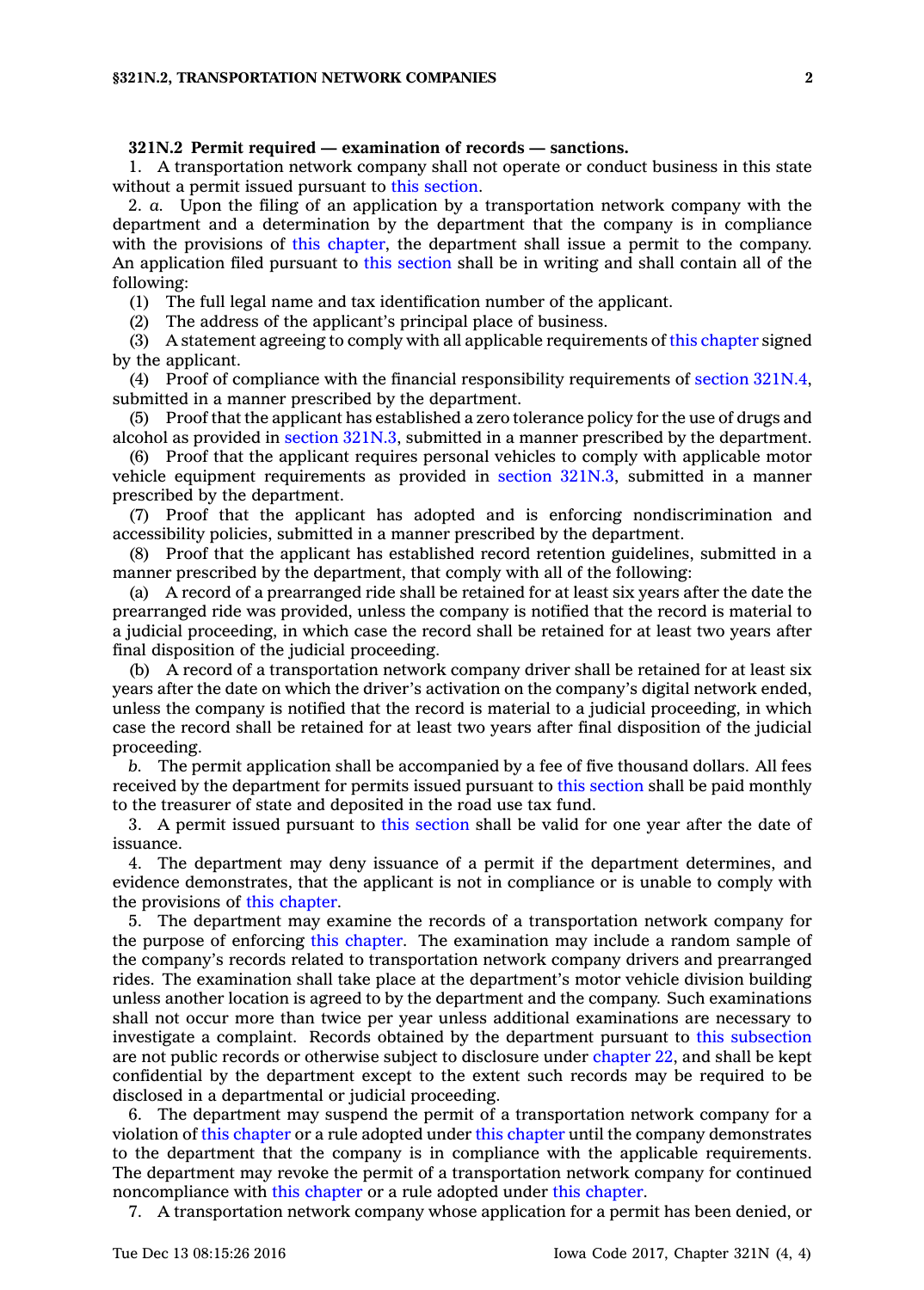**321N.2 Permit required — examination of records — sanctions.**

1. A transportation network company shall not operate or conduct business in this state without a permit issued pursuant to this section.

2. *a.* Upon the filing of an application by a transportation network company with the department and a determination by the department that the company is in compliance with the provisions of this chapter, the department shall issue a permit to the company. An application filed pursuant to this section shall be in writing and shall contain all of the following:

(1) The full legal name and tax identification number of the applicant.

(2) The address of the applicant's principal place of business.

(3) A statement agreeing to comply with all applicable requirements of this chapter signed by the applicant.

(4) Proof of compliance with the financial responsibility requirements of section 321N.4, submitted in a manner prescribed by the department.

(5) Proof that the applicant has established a zero tolerance policy for the use of drugs and alcohol as provided in section 321N.3, submitted in a manner prescribed by the department.

(6) Proof that the applicant requires personal vehicles to comply with applicable motor vehicle equipment requirements as provided in section 321N.3, submitted in a manner prescribed by the department.

(7) Proof that the applicant has adopted and is enforcing nondiscrimination and accessibility policies, submitted in a manner prescribed by the department.

(8) Proof that the applicant has established record retention guidelines, submitted in a manner prescribed by the department, that comply with all of the following:

(a) A record of a prearranged ride shall be retained for at least six years after the date the prearranged ride was provided, unless the company is notified that the record is material to a judicial proceeding, in which case the record shall be retained for at least two years after final disposition of the judicial proceeding.

(b) A record of a transportation network company driver shall be retained for at least six years after the date on which the driver's activation on the company's digital network ended, unless the company is notified that the record is material to a judicial proceeding, in which case the record shall be retained for at least two years after final disposition of the judicial proceeding.

*b.* The permit application shall be accompanied by a fee of five thousand dollars. All fees received by the department for permits issued pursuant to this section shall be paid monthly to the treasurer of state and deposited in the road use tax fund.

3. A permit issued pursuant to this section shall be valid for one year after the date of issuance.

4. The department may deny issuance of a permit if the department determines, and evidence demonstrates, that the applicant is not in compliance or is unable to comply with the provisions of this chapter.

5. The department may examine the records of a transportation network company for the purpose of enforcing this chapter. The examination may include a random sample of the company's records related to transportation network company drivers and prearranged rides. The examination shall take place at the department's motor vehicle division building unless another location is agreed to by the department and the company. Such examinations shall not occur more than twice per year unless additional examinations are necessary to investigate a complaint. Records obtained by the department pursuant to this subsection are not public records or otherwise subject to disclosure under chapter 22, and shall be kept confidential by the department except to the extent such records may be required to be disclosed in a departmental or judicial proceeding.

6. The department may suspend the permit of a transportation network company for a violation of this chapter or a rule adopted under this chapter until the company demonstrates to the department that the company is in compliance with the applicable requirements. The department may revoke the permit of a transportation network company for continued noncompliance with this chapter or a rule adopted under this chapter.

7. A transportation network company whose application for a permit has been denied, or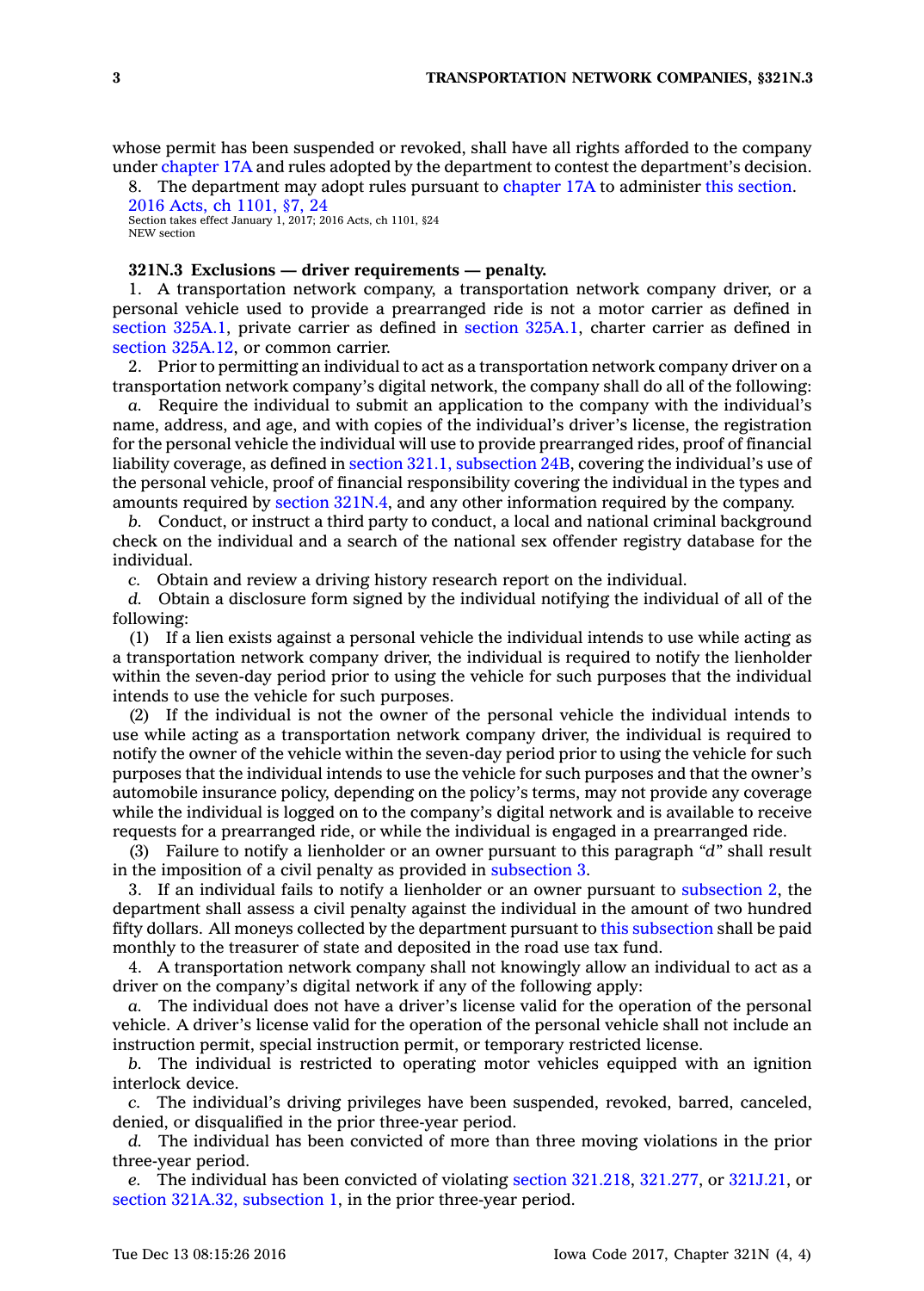whose permit has been suspended or revoked, shall have all rights afforded to the company under chapter 17A and rules adopted by the department to contest the department's decision.

8. The department may adopt rules pursuant to chapter 17A to administer this section.

2016 Acts, ch 1101, §7, 24
Section takes effect January 1, 2017; 2016 Acts, ch 1101, §24
NEW section

**321N.3 Exclusions — driver requirements — penalty.**

1. A transportation network company, a transportation network company driver, or a personal vehicle used to provide a prearranged ride is not a motor carrier as defined in section 325A.1, private carrier as defined in section 325A.1, charter carrier as defined in section 325A.12, or common carrier.

2. Prior to permitting an individual to act as a transportation network company driver on a transportation network company's digital network, the company shall do all of the following:

*a.* Require the individual to submit an application to the company with the individual's name, address, and age, and with copies of the individual's driver's license, the registration for the personal vehicle the individual will use to provide prearranged rides, proof of financial liability coverage, as defined in section 321.1, subsection 24B, covering the individual's use of the personal vehicle, proof of financial responsibility covering the individual in the types and amounts required by section 321N.4, and any other information required by the company.

*b.* Conduct, or instruct a third party to conduct, a local and national criminal background check on the individual and a search of the national sex offender registry database for the individual.

*c.* Obtain and review a driving history research report on the individual.

*d.* Obtain a disclosure form signed by the individual notifying the individual of all of the following:

(1) If a lien exists against a personal vehicle the individual intends to use while acting as a transportation network company driver, the individual is required to notify the lienholder within the seven-day period prior to using the vehicle for such purposes that the individual intends to use the vehicle for such purposes.

(2) If the individual is not the owner of the personal vehicle the individual intends to use while acting as a transportation network company driver, the individual is required to notify the owner of the vehicle within the seven-day period prior to using the vehicle for such purposes that the individual intends to use the vehicle for such purposes and that the owner's automobile insurance policy, depending on the policy's terms, may not provide any coverage while the individual is logged on to the company's digital network and is available to receive requests for a prearranged ride, or while the individual is engaged in a prearranged ride.

(3) Failure to notify a lienholder or an owner pursuant to this paragraph *"d"* shall result in the imposition of a civil penalty as provided in subsection 3.

3. If an individual fails to notify a lienholder or an owner pursuant to subsection 2, the department shall assess a civil penalty against the individual in the amount of two hundred fifty dollars. All moneys collected by the department pursuant to this subsection shall be paid monthly to the treasurer of state and deposited in the road use tax fund.

4. A transportation network company shall not knowingly allow an individual to act as a driver on the company's digital network if any of the following apply:

*a.* The individual does not have a driver's license valid for the operation of the personal vehicle. A driver's license valid for the operation of the personal vehicle shall not include an instruction permit, special instruction permit, or temporary restricted license.

*b.* The individual is restricted to operating motor vehicles equipped with an ignition interlock device.

*c.* The individual's driving privileges have been suspended, revoked, barred, canceled, denied, or disqualified in the prior three-year period.

*d.* The individual has been convicted of more than three moving violations in the prior three-year period.

*e.* The individual has been convicted of violating section 321.218, 321.277, or 321J.21, or section 321A.32, subsection 1, in the prior three-year period.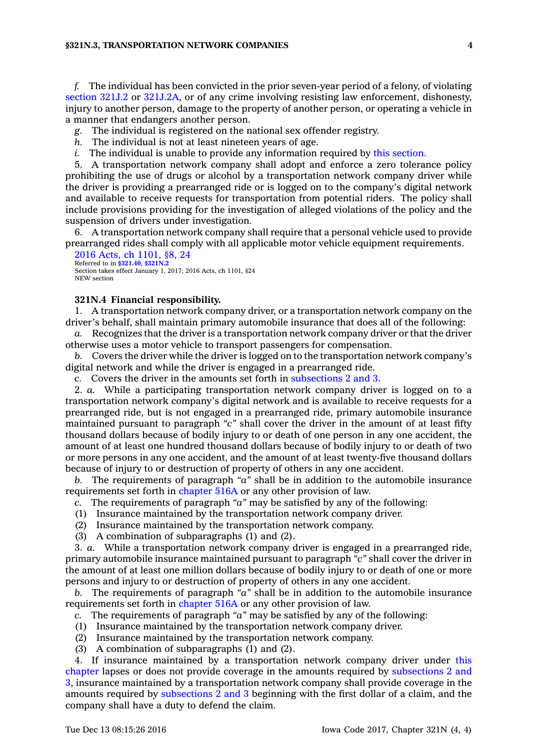*f.* The individual has been convicted in the prior seven-year period of a felony, of violating section 321J.2 or 321J.2A, or of any crime involving resisting law enforcement, dishonesty, injury to another person, damage to the property of another person, or operating a vehicle in a manner that endangers another person.

*g.* The individual is registered on the national sex offender registry.

*h.* The individual is not at least nineteen years of age.

*i.* The individual is unable to provide any information required by this section.

5. A transportation network company shall adopt and enforce a zero tolerance policy prohibiting the use of drugs or alcohol by a transportation network company driver while the driver is providing a prearranged ride or is logged on to the company's digital network and available to receive requests for transportation from potential riders. The policy shall include provisions providing for the investigation of alleged violations of the policy and the suspension of drivers under investigation.

6. A transportation network company shall require that a personal vehicle used to provide prearranged rides shall comply with all applicable motor vehicle equipment requirements.

2016 Acts, ch 1101, §8, 24
Referred to in **§321.40**, **§321N.2**
Section takes effect January 1, 2017; 2016 Acts, ch 1101, §24
NEW section

**321N.4 Financial responsibility.**

1. A transportation network company driver, or a transportation network company on the driver's behalf, shall maintain primary automobile insurance that does all of the following:

*a.* Recognizes that the driver is a transportation network company driver or that the driver otherwise uses a motor vehicle to transport passengers for compensation.

*b.* Covers the driver while the driver is logged on to the transportation network company's digital network and while the driver is engaged in a prearranged ride.

*c.* Covers the driver in the amounts set forth in subsections 2 and 3.

2. *a.* While a participating transportation network company driver is logged on to a transportation network company's digital network and is available to receive requests for a prearranged ride, but is not engaged in a prearranged ride, primary automobile insurance maintained pursuant to paragraph "*c*" shall cover the driver in the amount of at least fifty thousand dollars because of bodily injury to or death of one person in any one accident, the amount of at least one hundred thousand dollars because of bodily injury to or death of two or more persons in any one accident, and the amount of at least twenty-five thousand dollars because of injury to or destruction of property of others in any one accident.

*b.* The requirements of paragraph "*a*" shall be in addition to the automobile insurance requirements set forth in chapter 516A or any other provision of law.

*c.* The requirements of paragraph "*a*" may be satisfied by any of the following:

(1) Insurance maintained by the transportation network company driver.

(2) Insurance maintained by the transportation network company.

(3) A combination of subparagraphs (1) and (2).

3. *a.* While a transportation network company driver is engaged in a prearranged ride, primary automobile insurance maintained pursuant to paragraph "*c*" shall cover the driver in the amount of at least one million dollars because of bodily injury to or death of one or more persons and injury to or destruction of property of others in any one accident.

*b.* The requirements of paragraph "*a*" shall be in addition to the automobile insurance requirements set forth in chapter 516A or any other provision of law.

*c.* The requirements of paragraph "*a*" may be satisfied by any of the following:

(1) Insurance maintained by the transportation network company driver.

(2) Insurance maintained by the transportation network company.

(3) A combination of subparagraphs (1) and (2).

4. If insurance maintained by a transportation network company driver under this chapter lapses or does not provide coverage in the amounts required by subsections 2 and 3, insurance maintained by a transportation network company shall provide coverage in the amounts required by subsections 2 and 3 beginning with the first dollar of a claim, and the company shall have a duty to defend the claim.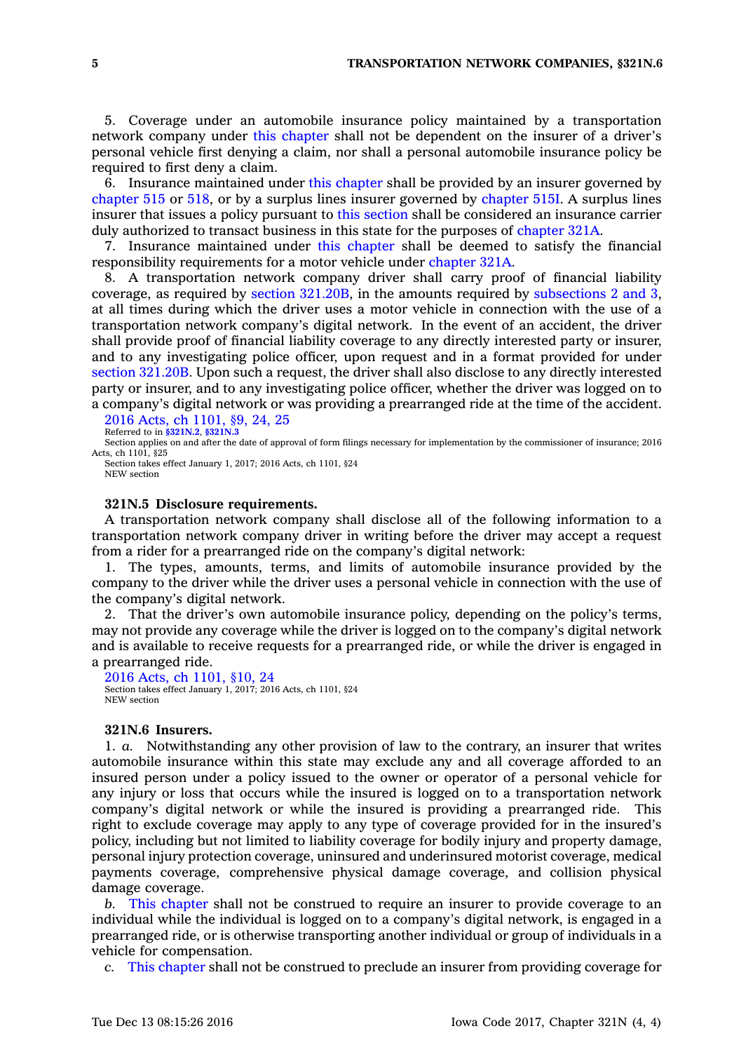5. Coverage under an automobile insurance policy maintained by a transportation network company under this chapter shall not be dependent on the insurer of a driver's personal vehicle first denying a claim, nor shall a personal automobile insurance policy be required to first deny a claim.

6. Insurance maintained under this chapter shall be provided by an insurer governed by chapter 515 or 518, or by a surplus lines insurer governed by chapter 515I. A surplus lines insurer that issues a policy pursuant to this section shall be considered an insurance carrier duly authorized to transact business in this state for the purposes of chapter 321A.

7. Insurance maintained under this chapter shall be deemed to satisfy the financial responsibility requirements for a motor vehicle under chapter 321A.

8. A transportation network company driver shall carry proof of financial liability coverage, as required by section 321.20B, in the amounts required by subsections 2 and 3, at all times during which the driver uses a motor vehicle in connection with the use of a transportation network company's digital network. In the event of an accident, the driver shall provide proof of financial liability coverage to any directly interested party or insurer, and to any investigating police officer, upon request and in a format provided for under section 321.20B. Upon such a request, the driver shall also disclose to any directly interested party or insurer, and to any investigating police officer, whether the driver was logged on to a company's digital network or was providing a prearranged ride at the time of the accident.

2016 Acts, ch 1101, §9, 24, 25
Referred to in §321N.2, §321N.3
Section applies on and after the date of approval of form filings necessary for implementation by the commissioner of insurance; 2016 Acts, ch 1101, §25
Section takes effect January 1, 2017; 2016 Acts, ch 1101, §24
NEW section

**321N.5 Disclosure requirements.**

A transportation network company shall disclose all of the following information to a transportation network company driver in writing before the driver may accept a request from a rider for a prearranged ride on the company's digital network:

1. The types, amounts, terms, and limits of automobile insurance provided by the company to the driver while the driver uses a personal vehicle in connection with the use of the company's digital network.

2. That the driver's own automobile insurance policy, depending on the policy's terms, may not provide any coverage while the driver is logged on to the company's digital network and is available to receive requests for a prearranged ride, or while the driver is engaged in a prearranged ride.

2016 Acts, ch 1101, §10, 24
Section takes effect January 1, 2017; 2016 Acts, ch 1101, §24
NEW section

**321N.6 Insurers.**

1. *a.* Notwithstanding any other provision of law to the contrary, an insurer that writes automobile insurance within this state may exclude any and all coverage afforded to an insured person under a policy issued to the owner or operator of a personal vehicle for any injury or loss that occurs while the insured is logged on to a transportation network company's digital network or while the insured is providing a prearranged ride. This right to exclude coverage may apply to any type of coverage provided for in the insured's policy, including but not limited to liability coverage for bodily injury and property damage, personal injury protection coverage, uninsured and underinsured motorist coverage, medical payments coverage, comprehensive physical damage coverage, and collision physical damage coverage.

*b.* This chapter shall not be construed to require an insurer to provide coverage to an individual while the individual is logged on to a company's digital network, is engaged in a prearranged ride, or is otherwise transporting another individual or group of individuals in a vehicle for compensation.

*c.* This chapter shall not be construed to preclude an insurer from providing coverage for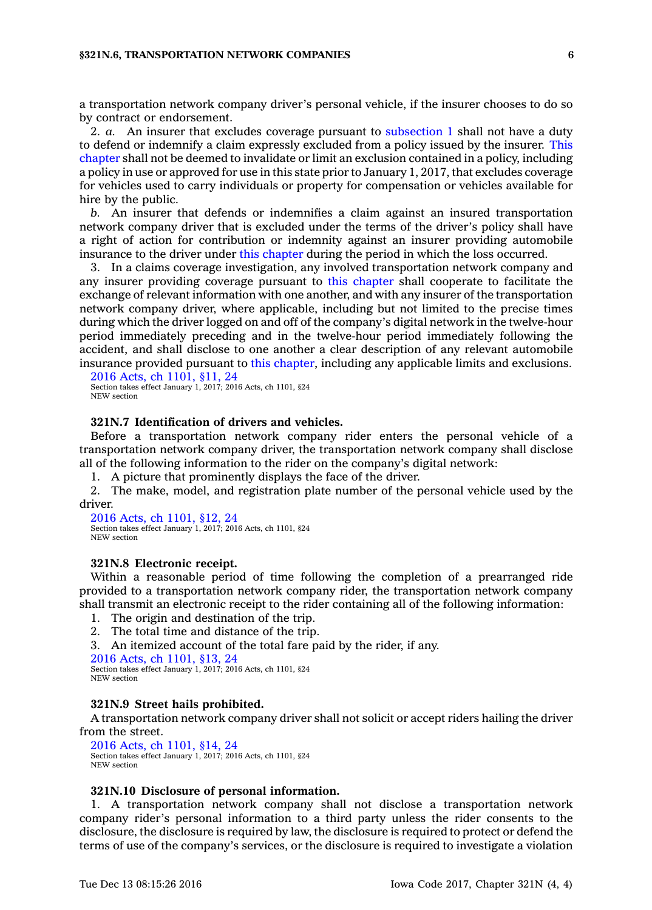a transportation network company driver's personal vehicle, if the insurer chooses to do so by contract or endorsement.

2. *a.* An insurer that excludes coverage pursuant to subsection 1 shall not have a duty to defend or indemnify a claim expressly excluded from a policy issued by the insurer. This chapter shall not be deemed to invalidate or limit an exclusion contained in a policy, including a policy in use or approved for use in this state prior to January 1, 2017, that excludes coverage for vehicles used to carry individuals or property for compensation or vehicles available for hire by the public.

*b.* An insurer that defends or indemnifies a claim against an insured transportation network company driver that is excluded under the terms of the driver's policy shall have a right of action for contribution or indemnity against an insurer providing automobile insurance to the driver under this chapter during the period in which the loss occurred.

3. In a claims coverage investigation, any involved transportation network company and any insurer providing coverage pursuant to this chapter shall cooperate to facilitate the exchange of relevant information with one another, and with any insurer of the transportation network company driver, where applicable, including but not limited to the precise times during which the driver logged on and off of the company's digital network in the twelve-hour period immediately preceding and in the twelve-hour period immediately following the accident, and shall disclose to one another a clear description of any relevant automobile insurance provided pursuant to this chapter, including any applicable limits and exclusions.

2016 Acts, ch 1101, §11, 24
Section takes effect January 1, 2017; 2016 Acts, ch 1101, §24
NEW section

**321N.7 Identification of drivers and vehicles.**

Before a transportation network company rider enters the personal vehicle of a transportation network company driver, the transportation network company shall disclose all of the following information to the rider on the company's digital network:

1. A picture that prominently displays the face of the driver.
2. The make, model, and registration plate number of the personal vehicle used by the driver.

2016 Acts, ch 1101, §12, 24
Section takes effect January 1, 2017; 2016 Acts, ch 1101, §24
NEW section

**321N.8 Electronic receipt.**

Within a reasonable period of time following the completion of a prearranged ride provided to a transportation network company rider, the transportation network company shall transmit an electronic receipt to the rider containing all of the following information:

1. The origin and destination of the trip.
2. The total time and distance of the trip.
3. An itemized account of the total fare paid by the rider, if any.

2016 Acts, ch 1101, §13, 24
Section takes effect January 1, 2017; 2016 Acts, ch 1101, §24
NEW section

**321N.9 Street hails prohibited.**

A transportation network company driver shall not solicit or accept riders hailing the driver from the street.

2016 Acts, ch 1101, §14, 24
Section takes effect January 1, 2017; 2016 Acts, ch 1101, §24
NEW section

**321N.10 Disclosure of personal information.**

1. A transportation network company shall not disclose a transportation network company rider's personal information to a third party unless the rider consents to the disclosure, the disclosure is required by law, the disclosure is required to protect or defend the terms of use of the company's services, or the disclosure is required to investigate a violation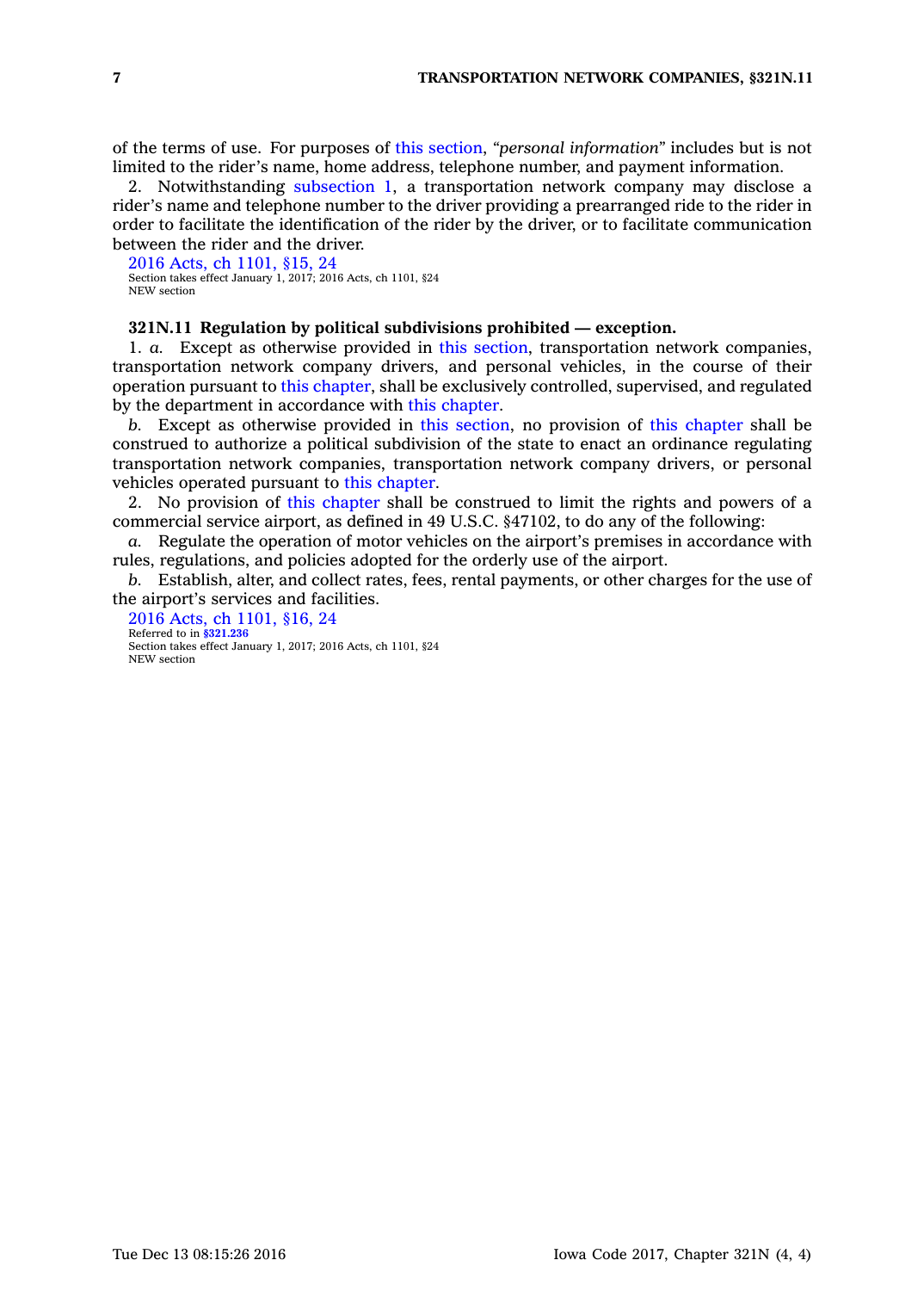of the terms of use. For purposes of this section, *"personal information"* includes but is not limited to the rider's name, home address, telephone number, and payment information.

2. Notwithstanding subsection 1, a transportation network company may disclose a rider's name and telephone number to the driver providing a prearranged ride to the rider in order to facilitate the identification of the rider by the driver, or to facilitate communication between the rider and the driver.

2016 Acts, ch 1101, §15, 24
Section takes effect January 1, 2017; 2016 Acts, ch 1101, §24
NEW section

**321N.11 Regulation by political subdivisions prohibited — exception.**

1. *a.* Except as otherwise provided in this section, transportation network companies, transportation network company drivers, and personal vehicles, in the course of their operation pursuant to this chapter, shall be exclusively controlled, supervised, and regulated by the department in accordance with this chapter.

*b.* Except as otherwise provided in this section, no provision of this chapter shall be construed to authorize a political subdivision of the state to enact an ordinance regulating transportation network companies, transportation network company drivers, or personal vehicles operated pursuant to this chapter.

2. No provision of this chapter shall be construed to limit the rights and powers of a commercial service airport, as defined in 49 U.S.C. §47102, to do any of the following:

*a.* Regulate the operation of motor vehicles on the airport's premises in accordance with rules, regulations, and policies adopted for the orderly use of the airport.

*b.* Establish, alter, and collect rates, fees, rental payments, or other charges for the use of the airport's services and facilities.

2016 Acts, ch 1101, §16, 24
Referred to in **§321.236**
Section takes effect January 1, 2017; 2016 Acts, ch 1101, §24
NEW section